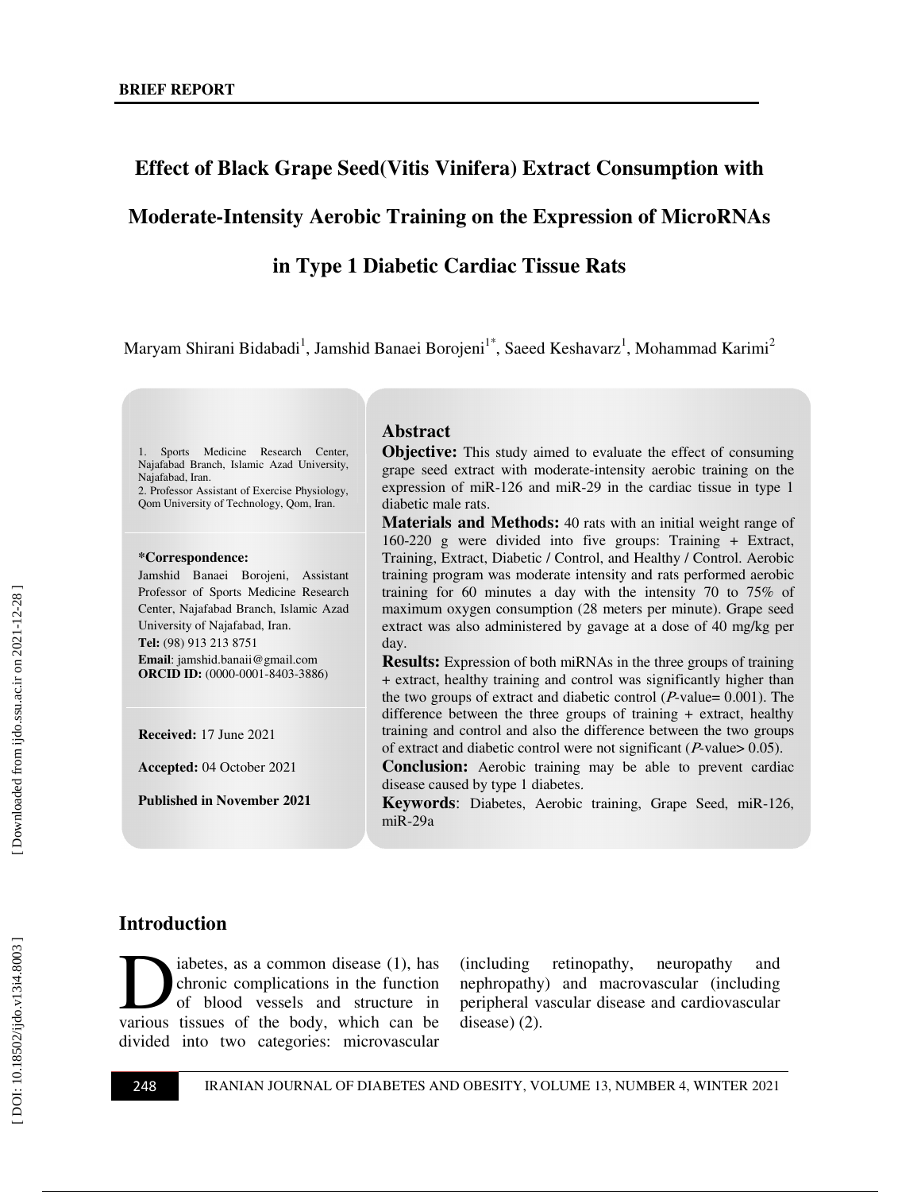**BRIEF REPORT**

# Effect of Black Grape Seed(Vitis Vinifera) Extract Consumption with Moderate-Intensity Aerobic Training on the Expression of MicroRNAs in Type 1 Diabetic Cardiac Tissue Rats

Maryam Shirani Bidabadi[1], Jamshid Banaei Borojeni[1*], Saeed Keshavarz[1], Mohammad Karimi[2]

1. Sports Medicine Research Center, Najafabad Branch, Islamic Azad University, Najafabad, Iran.
2. Professor Assistant of Exercise Physiology, Qom University of Technology, Qom, Iran.

**\*Correspondence:**
Jamshid Banaei Borojeni, Assistant Professor of Sports Medicine Research Center, Najafabad Branch, Islamic Azad University of Najafabad, Iran.
**Tel:** (98) 913 213 8751
**Email**: jamshid.banaii@gmail.com
**ORCID ID:** (0000-0001-8403-3886)

**Received:** 17 June 2021

**Accepted:** 04 October 2021

**Published in November 2021**

## Abstract

**Objective:** This study aimed to evaluate the effect of consuming grape seed extract with moderate-intensity aerobic training on the expression of miR-126 and miR-29 in the cardiac tissue in type 1 diabetic male rats.

**Materials and Methods:** 40 rats with an initial weight range of 160-220 g were divided into five groups: Training + Extract, Training, Extract, Diabetic / Control, and Healthy / Control. Aerobic training program was moderate intensity and rats performed aerobic training for 60 minutes a day with the intensity 70 to 75% of maximum oxygen consumption (28 meters per minute). Grape seed extract was also administered by gavage at a dose of 40 mg/kg per day.

**Results:** Expression of both miRNAs in the three groups of training + extract, healthy training and control was significantly higher than the two groups of extract and diabetic control (*P*-value= 0.001). The difference between the three groups of training + extract, healthy training and control and also the difference between the two groups of extract and diabetic control were not significant (*P*-value> 0.05).

**Conclusion:** Aerobic training may be able to prevent cardiac disease caused by type 1 diabetes.

**Keywords**: Diabetes, Aerobic training, Grape Seed, miR-126, miR-29a

## Introduction

Diabetes, as a common disease (1), has chronic complications in the function of blood vessels and structure in various tissues of the body, which can be divided into two categories: microvascular (including retinopathy, neuropathy and nephropathy) and macrovascular (including peripheral vascular disease and cardiovascular disease) (2).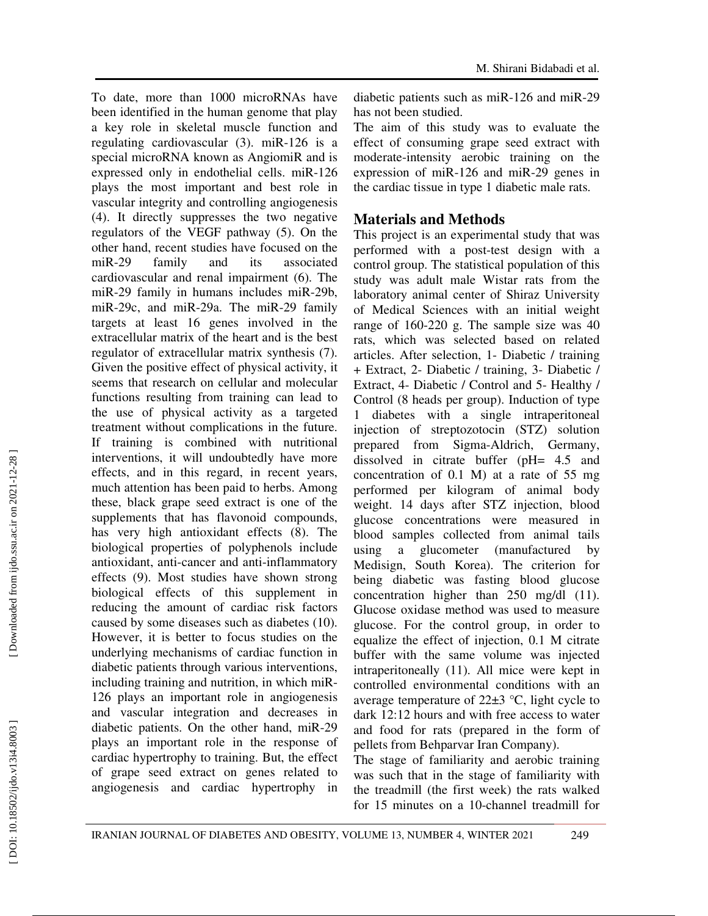To date, more than 1000 microRNAs have been identified in the human genome that play a key role in skeletal muscle function and regulating cardiovascular (3). miR-126 is a special microRNA known as AngiomiR and is expressed only in endothelial cells. miR-126 plays the most important and best role in vascular integrity and controlling angiogenesis (4). It directly suppresses the two negative regulators of the VEGF pathway (5). On the other hand, recent studies have focused on the miR-29 family and its associated cardiovascular and renal impairment (6). The miR-29 family in humans includes miR-29b, miR-29c, and miR-29a. The miR-29 family targets at least 16 genes involved in the extracellular matrix of the heart and is the best regulator of extracellular matrix synthesis (7). Given the positive effect of physical activity, it seems that research on cellular and molecular functions resulting from training can lead to the use of physical activity as a targeted treatment without complications in the future. If training is combined with nutritional interventions, it will undoubtedly have more effects, and in this regard, in recent years, much attention has been paid to herbs. Among these, black grape seed extract is one of the supplements that has flavonoid compounds, has very high antioxidant effects (8). The biological properties of polyphenols include antioxidant, anti-cancer and anti-inflammatory effects (9). Most studies have shown strong biological effects of this supplement in reducing the amount of cardiac risk factors caused by some diseases such as diabetes (10). However, it is better to focus studies on the underlying mechanisms of cardiac function in diabetic patients through various interventions, including training and nutrition, in which miR-126 plays an important role in angiogenesis and vascular integration and decreases in diabetic patients. On the other hand, miR-29 plays an important role in the response of cardiac hypertrophy to training. But, the effect of grape seed extract on genes related to angiogenesis and cardiac hypertrophy in diabetic patients such as miR-126 and miR-29 has not been studied.

The aim of this study was to evaluate the effect of consuming grape seed extract with moderate-intensity aerobic training on the expression of miR-126 and miR-29 genes in the cardiac tissue in type 1 diabetic male rats.

## Materials and Methods

This project is an experimental study that was performed with a post-test design with a control group. The statistical population of this study was adult male Wistar rats from the laboratory animal center of Shiraz University of Medical Sciences with an initial weight range of 160-220 g. The sample size was 40 rats, which was selected based on related articles. After selection, 1- Diabetic / training + Extract, 2- Diabetic / training, 3- Diabetic / Extract, 4- Diabetic / Control and 5- Healthy / Control (8 heads per group). Induction of type 1 diabetes with a single intraperitoneal injection of streptozotocin (STZ) solution prepared from Sigma-Aldrich, Germany, dissolved in citrate buffer (pH= 4.5 and concentration of 0.1 M) at a rate of 55 mg performed per kilogram of animal body weight. 14 days after STZ injection, blood glucose concentrations were measured in blood samples collected from animal tails using a glucometer (manufactured by Medisign, South Korea). The criterion for being diabetic was fasting blood glucose concentration higher than 250 mg/dl (11). Glucose oxidase method was used to measure glucose. For the control group, in order to equalize the effect of injection, 0.1 M citrate buffer with the same volume was injected intraperitoneally (11). All mice were kept in controlled environmental conditions with an average temperature of 22±3 °C, light cycle to dark 12:12 hours and with free access to water and food for rats (prepared in the form of pellets from Behparvar Iran Company).

The stage of familiarity and aerobic training was such that in the stage of familiarity with the treadmill (the first week) the rats walked for 15 minutes on a 10-channel treadmill for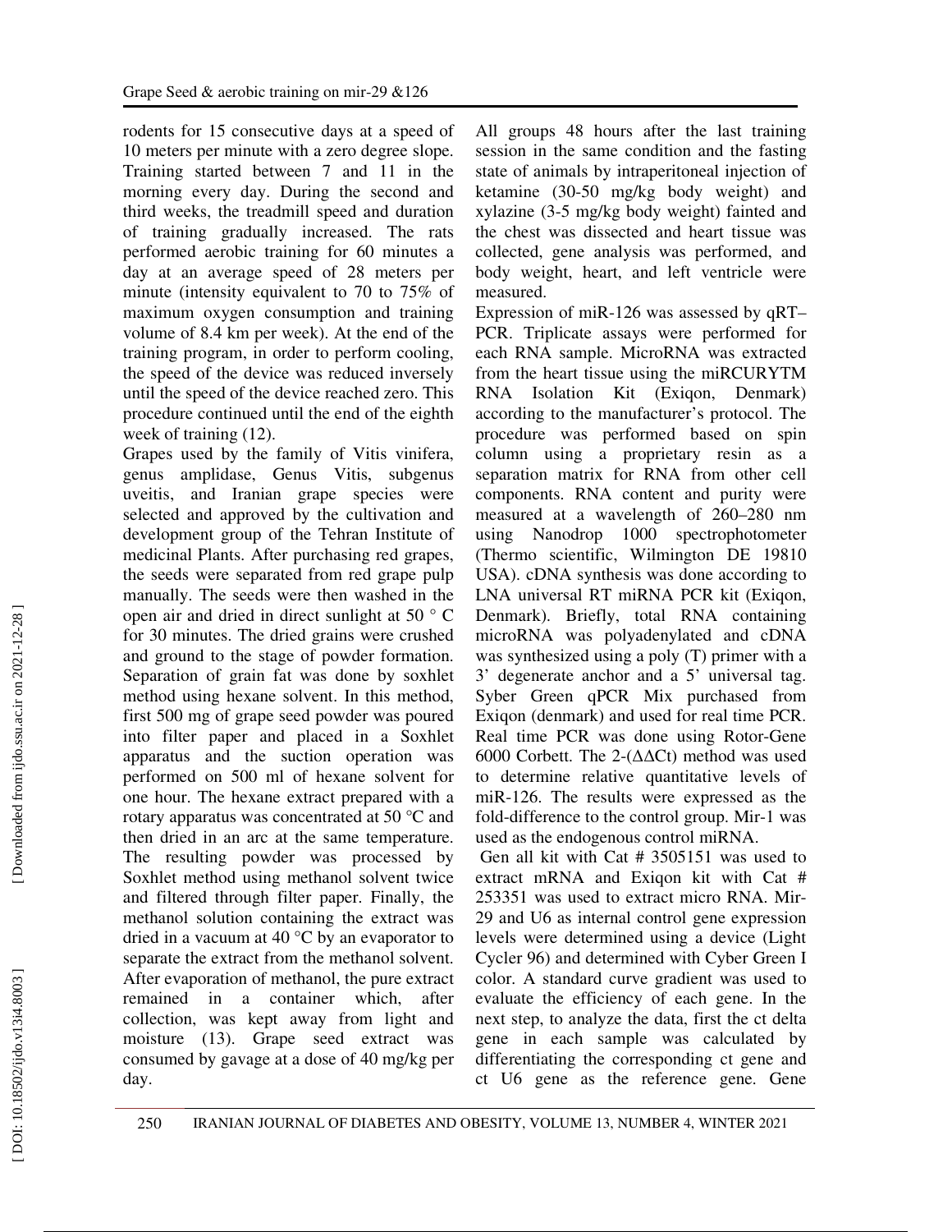rodents for 15 consecutive days at a speed of 10 meters per minute with a zero degree slope. Training started between 7 and 11 in the morning every day. During the second and third weeks, the treadmill speed and duration of training gradually increased. The rats performed aerobic training for 60 minutes a day at an average speed of 28 meters per minute (intensity equivalent to 70 to 75% of maximum oxygen consumption and training volume of 8.4 km per week). At the end of the training program, in order to perform cooling, the speed of the device was reduced inversely until the speed of the device reached zero. This procedure continued until the end of the eighth week of training (12).

Grapes used by the family of Vitis vinifera, genus amplidase, Genus Vitis, subgenus uveitis, and Iranian grape species were selected and approved by the cultivation and development group of the Tehran Institute of medicinal Plants. After purchasing red grapes, the seeds were separated from red grape pulp manually. The seeds were then washed in the open air and dried in direct sunlight at 50 ° C for 30 minutes. The dried grains were crushed and ground to the stage of powder formation. Separation of grain fat was done by soxhlet method using hexane solvent. In this method, first 500 mg of grape seed powder was poured into filter paper and placed in a Soxhlet apparatus and the suction operation was performed on 500 ml of hexane solvent for one hour. The hexane extract prepared with a rotary apparatus was concentrated at 50 °C and then dried in an arc at the same temperature. The resulting powder was processed by Soxhlet method using methanol solvent twice and filtered through filter paper. Finally, the methanol solution containing the extract was dried in a vacuum at 40 °C by an evaporator to separate the extract from the methanol solvent. After evaporation of methanol, the pure extract remained in a container which, after collection, was kept away from light and moisture (13). Grape seed extract was consumed by gavage at a dose of 40 mg/kg per day.

All groups 48 hours after the last training session in the same condition and the fasting state of animals by intraperitoneal injection of ketamine (30-50 mg/kg body weight) and xylazine (3-5 mg/kg body weight) fainted and the chest was dissected and heart tissue was collected, gene analysis was performed, and body weight, heart, and left ventricle were measured.

Expression of miR-126 was assessed by qRT–PCR. Triplicate assays were performed for each RNA sample. MicroRNA was extracted from the heart tissue using the miRCURYTM RNA Isolation Kit (Exiqon, Denmark) according to the manufacturer's protocol. The procedure was performed based on spin column using a proprietary resin as a separation matrix for RNA from other cell components. RNA content and purity were measured at a wavelength of 260–280 nm using Nanodrop 1000 spectrophotometer (Thermo scientific, Wilmington DE 19810 USA). cDNA synthesis was done according to LNA universal RT miRNA PCR kit (Exiqon, Denmark). Briefly, total RNA containing microRNA was polyadenylated and cDNA was synthesized using a poly (T) primer with a 3' degenerate anchor and a 5' universal tag. Syber Green qPCR Mix purchased from Exiqon (denmark) and used for real time PCR. Real time PCR was done using Rotor-Gene 6000 Corbett. The 2-(ΔΔCt) method was used to determine relative quantitative levels of miR-126. The results were expressed as the fold-difference to the control group. Mir-1 was used as the endogenous control miRNA.

Gen all kit with Cat # 3505151 was used to extract mRNA and Exiqon kit with Cat # 253351 was used to extract micro RNA. Mir-29 and U6 as internal control gene expression levels were determined using a device (Light Cycler 96) and determined with Cyber Green I color. A standard curve gradient was used to evaluate the efficiency of each gene. In the next step, to analyze the data, first the ct delta gene in each sample was calculated by differentiating the corresponding ct gene and ct U6 gene as the reference gene. Gene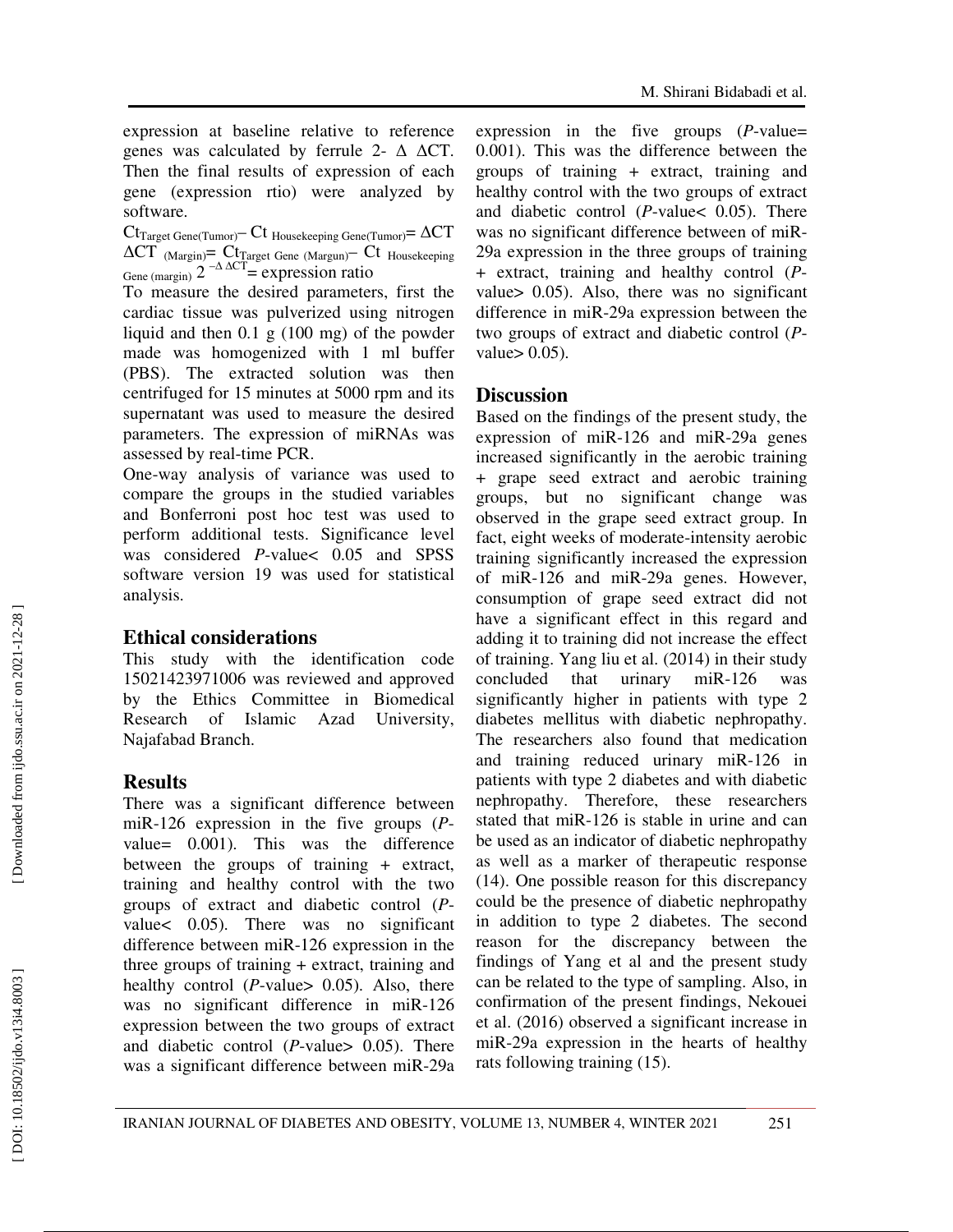expression at baseline relative to reference genes was calculated by ferrule 2- Δ ΔCT. Then the final results of expression of each gene (expression rtio) were analyzed by software.

$Ct_{Target\ Gene(Tumor)} - Ct_{Housekeeping\ Gene(Tumor)} = \Delta CT$
$\Delta CT_{(Margin)} = Ct_{Target\ Gene\ (Margun)} - Ct_{Housekeeping\ Gene\ (margin)}$ $2^{-\Delta\Delta CT}$= expression ratio

To measure the desired parameters, first the cardiac tissue was pulverized using nitrogen liquid and then 0.1 g (100 mg) of the powder made was homogenized with 1 ml buffer (PBS). The extracted solution was then centrifuged for 15 minutes at 5000 rpm and its supernatant was used to measure the desired parameters. The expression of miRNAs was assessed by real-time PCR.

One-way analysis of variance was used to compare the groups in the studied variables and Bonferroni post hoc test was used to perform additional tests. Significance level was considered *P*-value< 0.05 and SPSS software version 19 was used for statistical analysis.

## Ethical considerations

This study with the identification code 15021423971006 was reviewed and approved by the Ethics Committee in Biomedical Research of Islamic Azad University, Najafabad Branch.

## Results

There was a significant difference between miR-126 expression in the five groups (*P*-value= 0.001). This was the difference between the groups of training + extract, training and healthy control with the two groups of extract and diabetic control (*P*-value< 0.05). There was no significant difference between miR-126 expression in the three groups of training + extract, training and healthy control (*P*-value> 0.05). Also, there was no significant difference in miR-126 expression between the two groups of extract and diabetic control (*P*-value> 0.05). There was a significant difference between miR-29a expression in the five groups (*P*-value= 0.001). This was the difference between the groups of training + extract, training and healthy control with the two groups of extract and diabetic control (*P*-value< 0.05). There was no significant difference between of miR-29a expression in the three groups of training + extract, training and healthy control (*P*-value> 0.05). Also, there was no significant difference in miR-29a expression between the two groups of extract and diabetic control (*P*-value> 0.05).

## Discussion

Based on the findings of the present study, the expression of miR-126 and miR-29a genes increased significantly in the aerobic training + grape seed extract and aerobic training groups, but no significant change was observed in the grape seed extract group. In fact, eight weeks of moderate-intensity aerobic training significantly increased the expression of miR-126 and miR-29a genes. However, consumption of grape seed extract did not have a significant effect in this regard and adding it to training did not increase the effect of training. Yang liu et al. (2014) in their study concluded that urinary miR-126 was significantly higher in patients with type 2 diabetes mellitus with diabetic nephropathy. The researchers also found that medication and training reduced urinary miR-126 in patients with type 2 diabetes and with diabetic nephropathy. Therefore, these researchers stated that miR-126 is stable in urine and can be used as an indicator of diabetic nephropathy as well as a marker of therapeutic response (14). One possible reason for this discrepancy could be the presence of diabetic nephropathy in addition to type 2 diabetes. The second reason for the discrepancy between the findings of Yang et al and the present study can be related to the type of sampling. Also, in confirmation of the present findings, Nekouei et al. (2016) observed a significant increase in miR-29a expression in the hearts of healthy rats following training (15).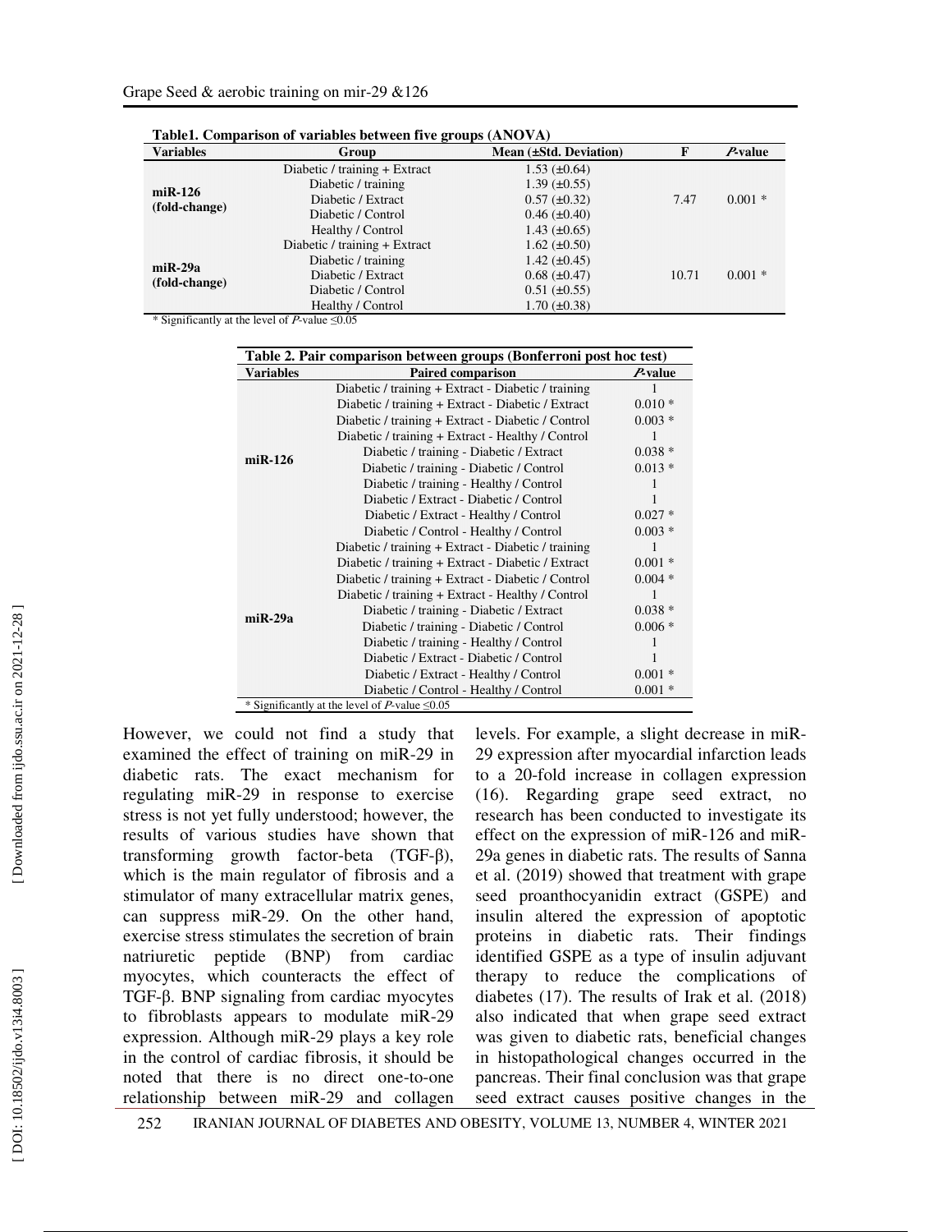**Table1. Comparison of variables between five groups (ANOVA)**

| Variables | Group | Mean (±Std. Deviation) | F | *P*-value |
|---|---|---|---|---|
| miR-126 (fold-change) | Diabetic / training + Extract | 1.53 (±0.64) | 7.47 | 0.001 * |
| | Diabetic / training | 1.39 (±0.55) | | |
| | Diabetic / Extract | 0.57 (±0.32) | | |
| | Diabetic / Control | 0.46 (±0.40) | | |
| | Healthy / Control | 1.43 (±0.65) | | |
| miR-29a (fold-change) | Diabetic / training + Extract | 1.62 (±0.50) | 10.71 | 0.001 * |
| | Diabetic / training | 1.42 (±0.45) | | |
| | Diabetic / Extract | 0.68 (±0.47) | | |
| | Diabetic / Control | 0.51 (±0.55) | | |
| | Healthy / Control | 1.70 (±0.38) | | |

\* Significantly at the level of *P*-value ≤0.05

**Table 2. Pair comparison between groups (Bonferroni post hoc test)**

| Variables | Paired comparison | *P*-value |
|---|---|---|
| miR-126 | Diabetic / training + Extract - Diabetic / training | 1 |
| | Diabetic / training + Extract - Diabetic / Extract | 0.010 * |
| | Diabetic / training + Extract - Diabetic / Control | 0.003 * |
| | Diabetic / training + Extract - Healthy / Control | 1 |
| | Diabetic / training - Diabetic / Extract | 0.038 * |
| | Diabetic / training - Diabetic / Control | 0.013 * |
| | Diabetic / training - Healthy / Control | 1 |
| | Diabetic / Extract - Diabetic / Control | 1 |
| | Diabetic / Extract - Healthy / Control | 0.027 * |
| | Diabetic / Control - Healthy / Control | 0.003 * |
| miR-29a | Diabetic / training + Extract - Diabetic / training | 1 |
| | Diabetic / training + Extract - Diabetic / Extract | 0.001 * |
| | Diabetic / training + Extract - Diabetic / Control | 0.004 * |
| | Diabetic / training + Extract - Healthy / Control | 1 |
| | Diabetic / training - Diabetic / Extract | 0.038 * |
| | Diabetic / training - Diabetic / Control | 0.006 * |
| | Diabetic / training - Healthy / Control | 1 |
| | Diabetic / Extract - Diabetic / Control | 1 |
| | Diabetic / Extract - Healthy / Control | 0.001 * |
| | Diabetic / Control - Healthy / Control | 0.001 * |

\* Significantly at the level of *P*-value ≤0.05

However, we could not find a study that examined the effect of training on miR-29 in diabetic rats. The exact mechanism for regulating miR-29 in response to exercise stress is not yet fully understood; however, the results of various studies have shown that transforming growth factor-beta (TGF-β), which is the main regulator of fibrosis and a stimulator of many extracellular matrix genes, can suppress miR-29. On the other hand, exercise stress stimulates the secretion of brain natriuretic peptide (BNP) from cardiac myocytes, which counteracts the effect of TGF-β. BNP signaling from cardiac myocytes to fibroblasts appears to modulate miR-29 expression. Although miR-29 plays a key role in the control of cardiac fibrosis, it should be noted that there is no direct one-to-one relationship between miR-29 and collagen levels. For example, a slight decrease in miR-29 expression after myocardial infarction leads to a 20-fold increase in collagen expression (16). Regarding grape seed extract, no research has been conducted to investigate its effect on the expression of miR-126 and miR-29a genes in diabetic rats. The results of Sanna et al. (2019) showed that treatment with grape seed proanthocyanidin extract (GSPE) and insulin altered the expression of apoptotic proteins in diabetic rats. Their findings identified GSPE as a type of insulin adjuvant therapy to reduce the complications of diabetes (17). The results of Irak et al. (2018) also indicated that when grape seed extract was given to diabetic rats, beneficial changes in histopathological changes occurred in the pancreas. Their final conclusion was that grape seed extract causes positive changes in the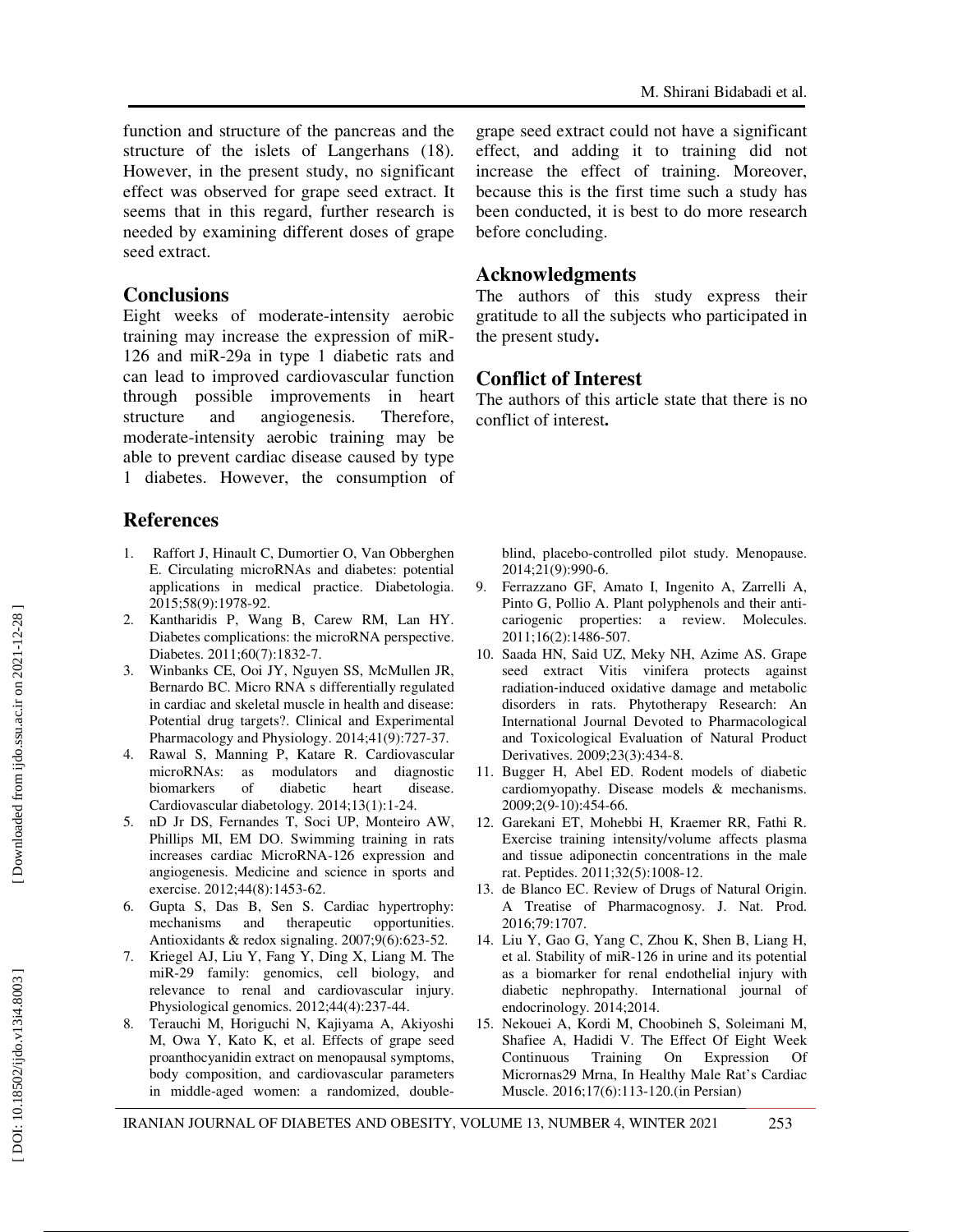function and structure of the pancreas and the structure of the islets of Langerhans (18). However, in the present study, no significant effect was observed for grape seed extract. It seems that in this regard, further research is needed by examining different doses of grape seed extract.

## Conclusions

Eight weeks of moderate-intensity aerobic training may increase the expression of miR-126 and miR-29a in type 1 diabetic rats and can lead to improved cardiovascular function through possible improvements in heart structure and angiogenesis. Therefore, moderate-intensity aerobic training may be able to prevent cardiac disease caused by type 1 diabetes. However, the consumption of grape seed extract could not have a significant effect, and adding it to training did not increase the effect of training. Moreover, because this is the first time such a study has been conducted, it is best to do more research before concluding.

## Acknowledgments

The authors of this study express their gratitude to all the subjects who participated in the present study**.**

## Conflict of Interest

The authors of this article state that there is no conflict of interest**.**

## References

1. Raffort J, Hinault C, Dumortier O, Van Obberghen E. Circulating microRNAs and diabetes: potential applications in medical practice. Diabetologia. 2015;58(9):1978-92.
2. Kantharidis P, Wang B, Carew RM, Lan HY. Diabetes complications: the microRNA perspective. Diabetes. 2011;60(7):1832-7.
3. Winbanks CE, Ooi JY, Nguyen SS, McMullen JR, Bernardo BC. Micro RNA s differentially regulated in cardiac and skeletal muscle in health and disease: Potential drug targets?. Clinical and Experimental Pharmacology and Physiology. 2014;41(9):727-37.
4. Rawal S, Manning P, Katare R. Cardiovascular microRNAs: as modulators and diagnostic biomarkers of diabetic heart disease. Cardiovascular diabetology. 2014;13(1):1-24.
5. nD Jr DS, Fernandes T, Soci UP, Monteiro AW, Phillips MI, EM DO. Swimming training in rats increases cardiac MicroRNA-126 expression and angiogenesis. Medicine and science in sports and exercise. 2012;44(8):1453-62.
6. Gupta S, Das B, Sen S. Cardiac hypertrophy: mechanisms and therapeutic opportunities. Antioxidants & redox signaling. 2007;9(6):623-52.
7. Kriegel AJ, Liu Y, Fang Y, Ding X, Liang M. The miR-29 family: genomics, cell biology, and relevance to renal and cardiovascular injury. Physiological genomics. 2012;44(4):237-44.
8. Terauchi M, Horiguchi N, Kajiyama A, Akiyoshi M, Owa Y, Kato K, et al. Effects of grape seed proanthocyanidin extract on menopausal symptoms, body composition, and cardiovascular parameters in middle-aged women: a randomized, double-blind, placebo-controlled pilot study. Menopause. 2014;21(9):990-6.
9. Ferrazzano GF, Amato I, Ingenito A, Zarrelli A, Pinto G, Pollio A. Plant polyphenols and their anti-cariogenic properties: a review. Molecules. 2011;16(2):1486-507.
10. Saada HN, Said UZ, Meky NH, Azime AS. Grape seed extract Vitis vinifera protects against radiation-induced oxidative damage and metabolic disorders in rats. Phytotherapy Research: An International Journal Devoted to Pharmacological and Toxicological Evaluation of Natural Product Derivatives. 2009;23(3):434-8.
11. Bugger H, Abel ED. Rodent models of diabetic cardiomyopathy. Disease models & mechanisms. 2009;2(9-10):454-66.
12. Garekani ET, Mohebbi H, Kraemer RR, Fathi R. Exercise training intensity/volume affects plasma and tissue adiponectin concentrations in the male rat. Peptides. 2011;32(5):1008-12.
13. de Blanco EC. Review of Drugs of Natural Origin. A Treatise of Pharmacognosy. J. Nat. Prod. 2016;79:1707.
14. Liu Y, Gao G, Yang C, Zhou K, Shen B, Liang H, et al. Stability of miR-126 in urine and its potential as a biomarker for renal endothelial injury with diabetic nephropathy. International journal of endocrinology. 2014;2014.
15. Nekouei A, Kordi M, Choobineh S, Soleimani M, Shafiee A, Hadidi V. The Effect Of Eight Week Continuous Training On Expression Of Micrornas29 Mrna, In Healthy Male Rat's Cardiac Muscle. 2016;17(6):113-120.(in Persian)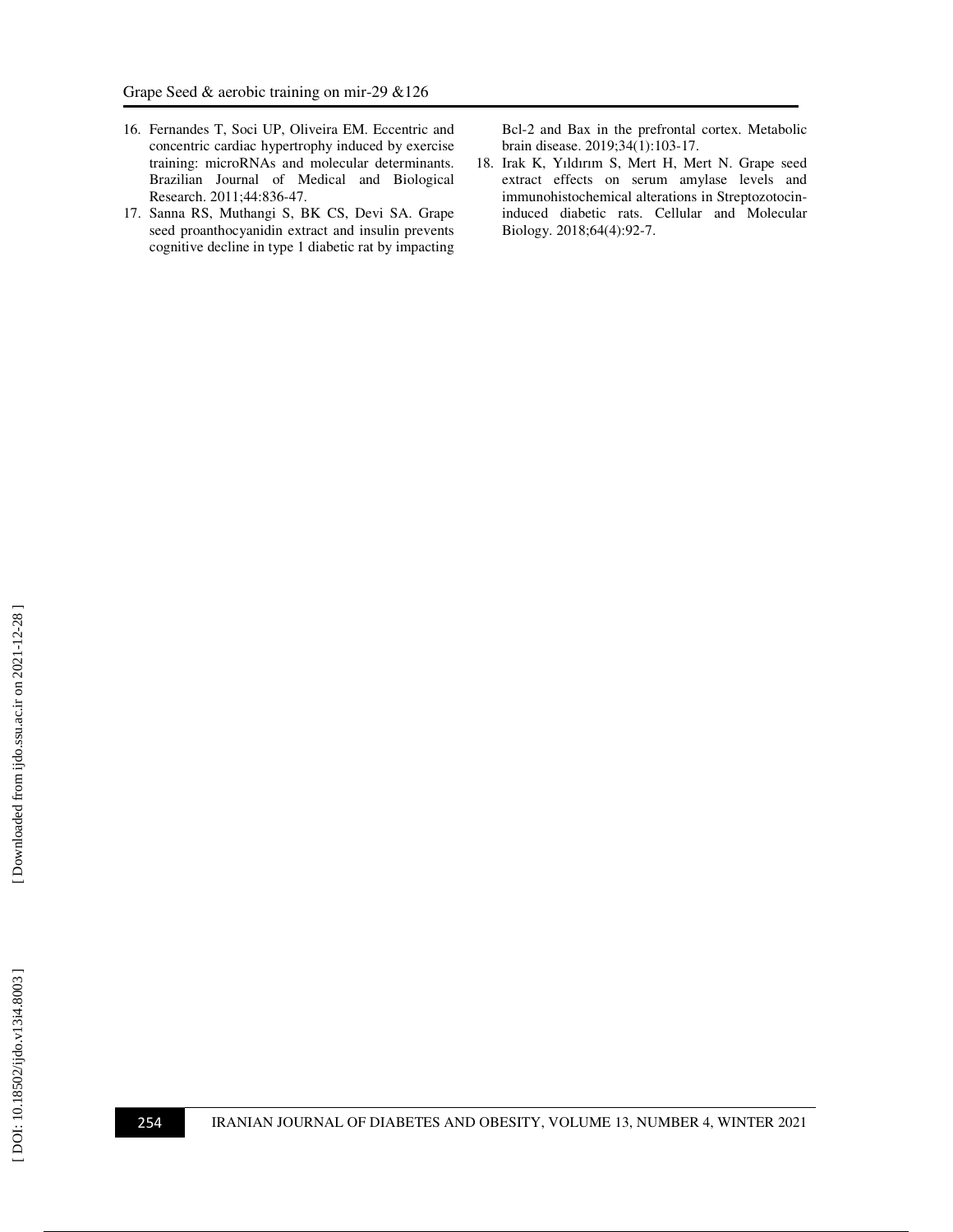16. Fernandes T, Soci UP, Oliveira EM. Eccentric and concentric cardiac hypertrophy induced by exercise training: microRNAs and molecular determinants. Brazilian Journal of Medical and Biological Research. 2011;44:836-47.
17. Sanna RS, Muthangi S, BK CS, Devi SA. Grape seed proanthocyanidin extract and insulin prevents cognitive decline in type 1 diabetic rat by impacting Bcl-2 and Bax in the prefrontal cortex. Metabolic brain disease. 2019;34(1):103-17.
18. Irak K, Yıldırım S, Mert H, Mert N. Grape seed extract effects on serum amylase levels and immunohistochemical alterations in Streptozotocin-induced diabetic rats. Cellular and Molecular Biology. 2018;64(4):92-7.